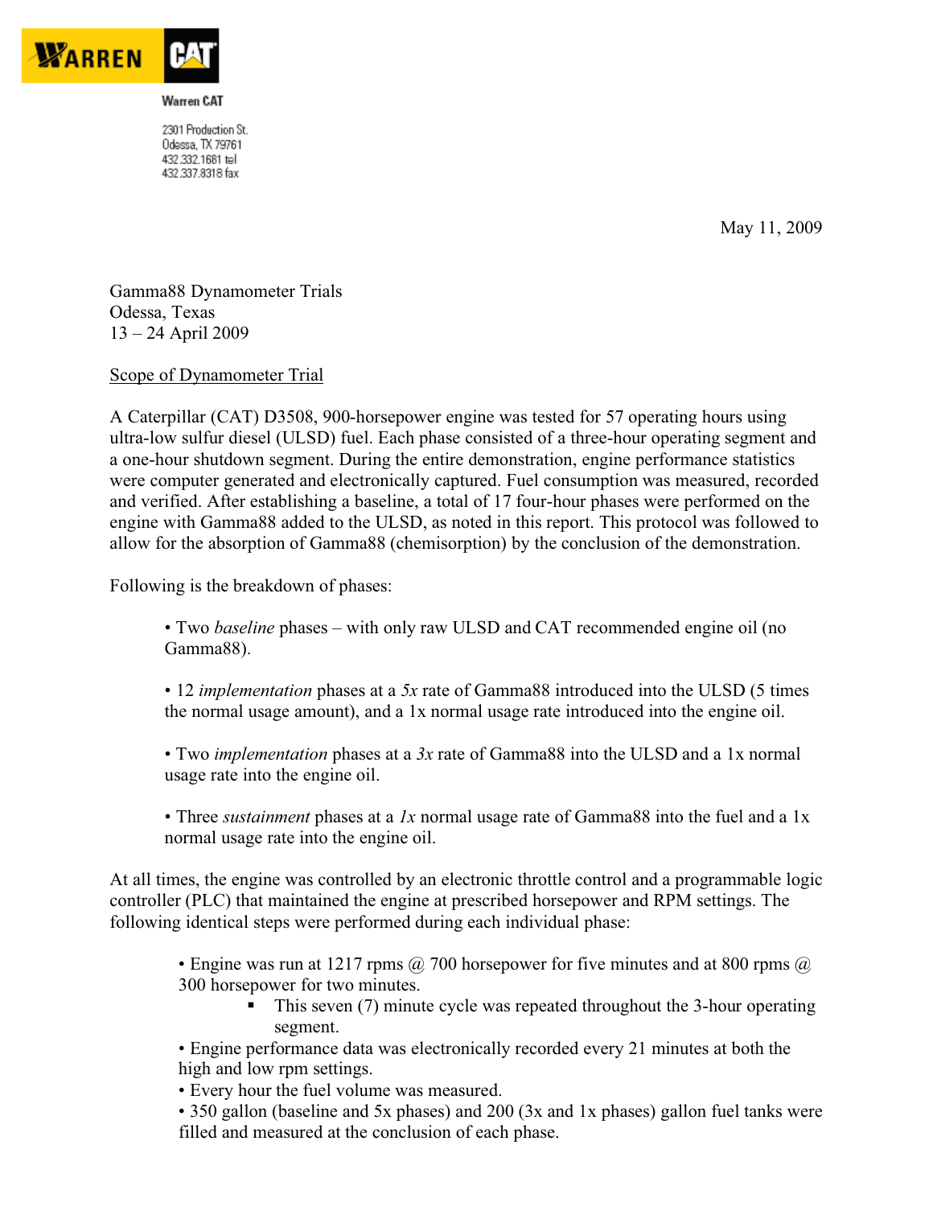**WARREN CAT**

Warren CAT

2301 Production St.
Odessa, TX 79761
432.332.1681 tel
432.337.8318 fax

May 11, 2009

Gamma88 Dynamometer Trials
Odessa, Texas
13 – 24 April 2009

<u>Scope of Dynamometer Trial</u>

A Caterpillar (CAT) D3508, 900-horsepower engine was tested for 57 operating hours using ultra-low sulfur diesel (ULSD) fuel. Each phase consisted of a three-hour operating segment and a one-hour shutdown segment. During the entire demonstration, engine performance statistics were computer generated and electronically captured. Fuel consumption was measured, recorded and verified. After establishing a baseline, a total of 17 four-hour phases were performed on the engine with Gamma88 added to the ULSD, as noted in this report. This protocol was followed to allow for the absorption of Gamma88 (chemisorption) by the conclusion of the demonstration.

Following is the breakdown of phases:

- Two *baseline* phases – with only raw ULSD and CAT recommended engine oil (no Gamma88).
- 12 *implementation* phases at a *5x* rate of Gamma88 introduced into the ULSD (5 times the normal usage amount), and a 1x normal usage rate introduced into the engine oil.
- Two *implementation* phases at a *3x* rate of Gamma88 into the ULSD and a 1x normal usage rate into the engine oil.
- Three *sustainment* phases at a *1x* normal usage rate of Gamma88 into the fuel and a 1x normal usage rate into the engine oil.

At all times, the engine was controlled by an electronic throttle control and a programmable logic controller (PLC) that maintained the engine at prescribed horsepower and RPM settings. The following identical steps were performed during each individual phase:

- Engine was run at 1217 rpms @ 700 horsepower for five minutes and at 800 rpms @ 300 horsepower for two minutes.
  - This seven (7) minute cycle was repeated throughout the 3-hour operating segment.
- Engine performance data was electronically recorded every 21 minutes at both the high and low rpm settings.
- Every hour the fuel volume was measured.
- 350 gallon (baseline and 5x phases) and 200 (3x and 1x phases) gallon fuel tanks were filled and measured at the conclusion of each phase.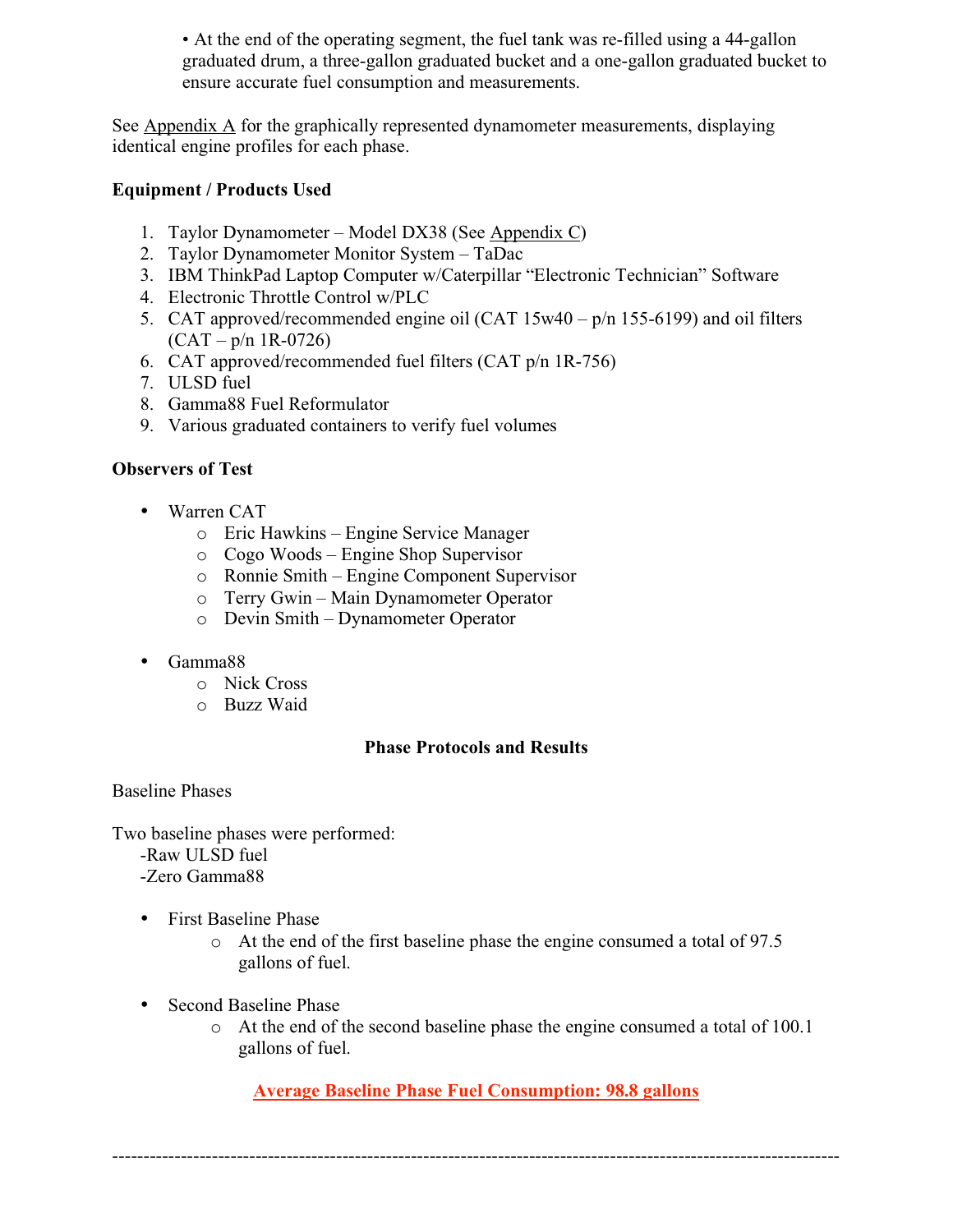- At the end of the operating segment, the fuel tank was re-filled using a 44-gallon graduated drum, a three-gallon graduated bucket and a one-gallon graduated bucket to ensure accurate fuel consumption and measurements.

See Appendix A for the graphically represented dynamometer measurements, displaying identical engine profiles for each phase.

**Equipment / Products Used**

1. Taylor Dynamometer – Model DX38 (See Appendix C)
2. Taylor Dynamometer Monitor System – TaDac
3. IBM ThinkPad Laptop Computer w/Caterpillar "Electronic Technician" Software
4. Electronic Throttle Control w/PLC
5. CAT approved/recommended engine oil (CAT 15w40 – p/n 155-6199) and oil filters (CAT – p/n 1R-0726)
6. CAT approved/recommended fuel filters (CAT p/n 1R-756)
7. ULSD fuel
8. Gamma88 Fuel Reformulator
9. Various graduated containers to verify fuel volumes

**Observers of Test**

- Warren CAT
  - Eric Hawkins – Engine Service Manager
  - Cogo Woods – Engine Shop Supervisor
  - Ronnie Smith – Engine Component Supervisor
  - Terry Gwin – Main Dynamometer Operator
  - Devin Smith – Dynamometer Operator

- Gamma88
  - Nick Cross
  - Buzz Waid

**Phase Protocols and Results**

Baseline Phases

Two baseline phases were performed:
-Raw ULSD fuel
-Zero Gamma88

- First Baseline Phase
  - At the end of the first baseline phase the engine consumed a total of 97.5 gallons of fuel.

- Second Baseline Phase
  - At the end of the second baseline phase the engine consumed a total of 100.1 gallons of fuel.

**Average Baseline Phase Fuel Consumption: 98.8 gallons**

---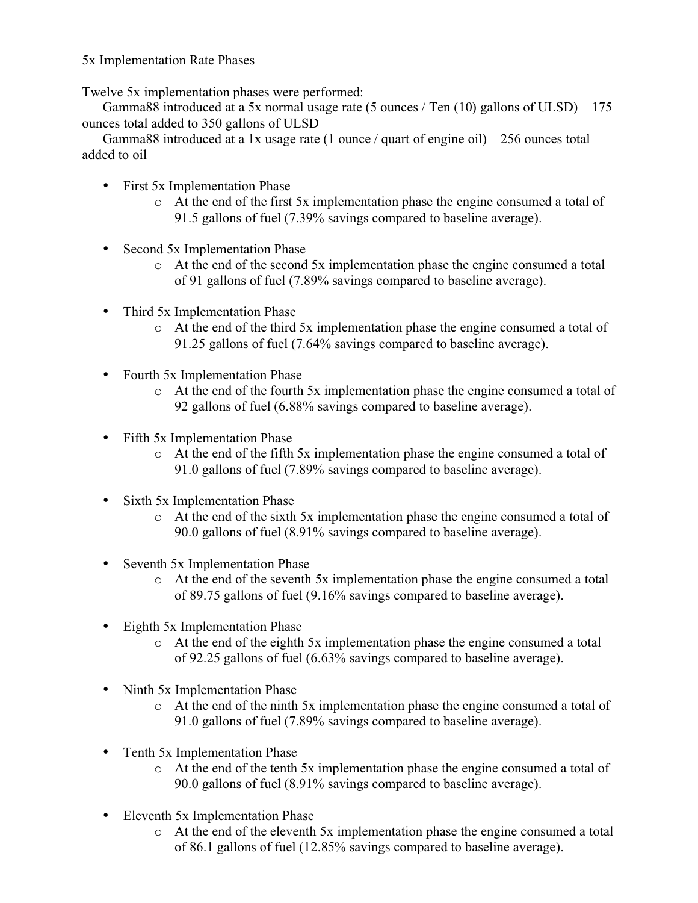5x Implementation Rate Phases

Twelve 5x implementation phases were performed:

Gamma88 introduced at a 5x normal usage rate (5 ounces / Ten (10) gallons of ULSD) – 175 ounces total added to 350 gallons of ULSD

Gamma88 introduced at a 1x usage rate (1 ounce / quart of engine oil) – 256 ounces total added to oil

- First 5x Implementation Phase
  - At the end of the first 5x implementation phase the engine consumed a total of 91.5 gallons of fuel (7.39% savings compared to baseline average).
- Second 5x Implementation Phase
  - At the end of the second 5x implementation phase the engine consumed a total of 91 gallons of fuel (7.89% savings compared to baseline average).
- Third 5x Implementation Phase
  - At the end of the third 5x implementation phase the engine consumed a total of 91.25 gallons of fuel (7.64% savings compared to baseline average).
- Fourth 5x Implementation Phase
  - At the end of the fourth 5x implementation phase the engine consumed a total of 92 gallons of fuel (6.88% savings compared to baseline average).
- Fifth 5x Implementation Phase
  - At the end of the fifth 5x implementation phase the engine consumed a total of 91.0 gallons of fuel (7.89% savings compared to baseline average).
- Sixth 5x Implementation Phase
  - At the end of the sixth 5x implementation phase the engine consumed a total of 90.0 gallons of fuel (8.91% savings compared to baseline average).
- Seventh 5x Implementation Phase
  - At the end of the seventh 5x implementation phase the engine consumed a total of 89.75 gallons of fuel (9.16% savings compared to baseline average).
- Eighth 5x Implementation Phase
  - At the end of the eighth 5x implementation phase the engine consumed a total of 92.25 gallons of fuel (6.63% savings compared to baseline average).
- Ninth 5x Implementation Phase
  - At the end of the ninth 5x implementation phase the engine consumed a total of 91.0 gallons of fuel (7.89% savings compared to baseline average).
- Tenth 5x Implementation Phase
  - At the end of the tenth 5x implementation phase the engine consumed a total of 90.0 gallons of fuel (8.91% savings compared to baseline average).
- Eleventh 5x Implementation Phase
  - At the end of the eleventh 5x implementation phase the engine consumed a total of 86.1 gallons of fuel (12.85% savings compared to baseline average).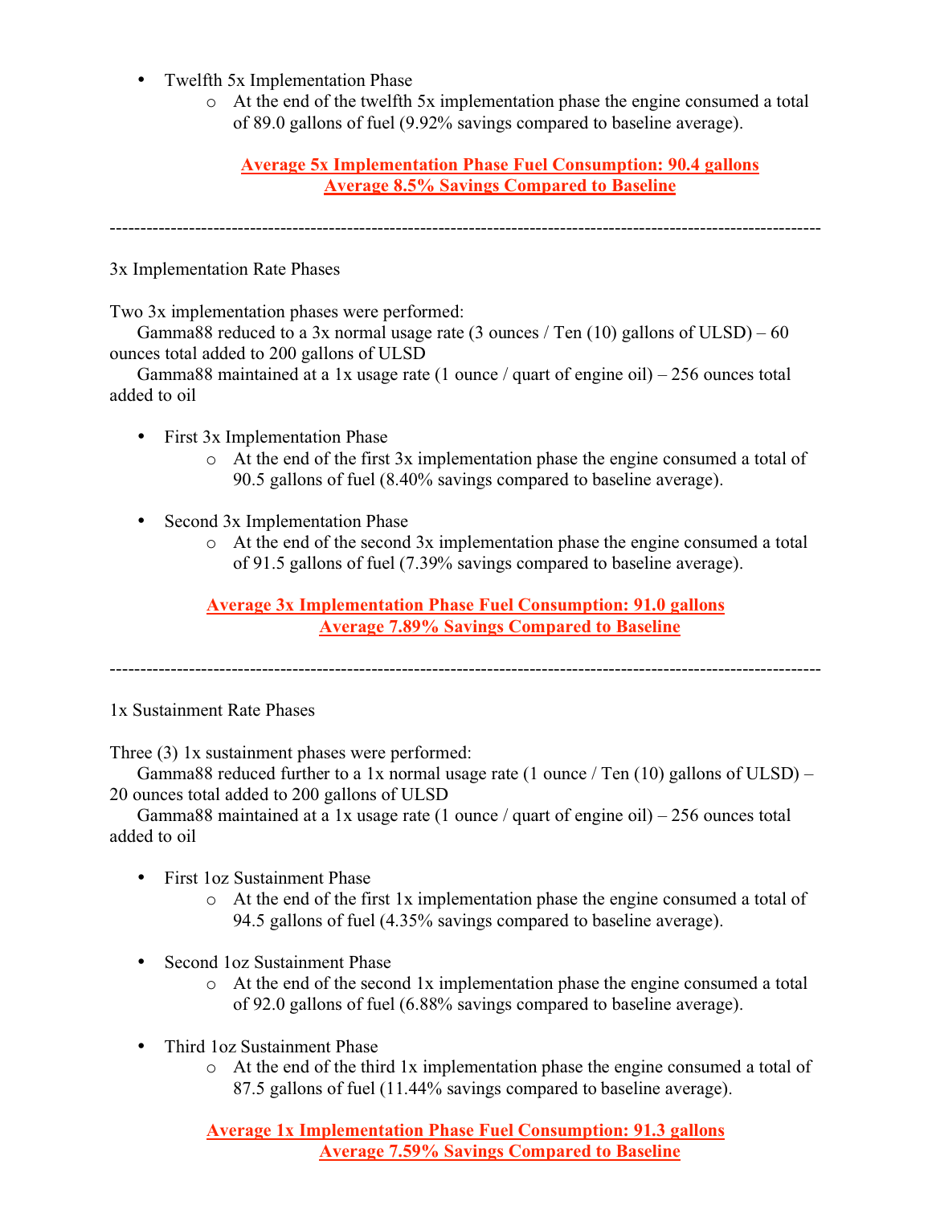- Twelfth 5x Implementation Phase
    - At the end of the twelfth 5x implementation phase the engine consumed a total of 89.0 gallons of fuel (9.92% savings compared to baseline average).

**Average 5x Implementation Phase Fuel Consumption: 90.4 gallons**
**Average 8.5% Savings Compared to Baseline**

---

3x Implementation Rate Phases

Two 3x implementation phases were performed:
Gamma88 reduced to a 3x normal usage rate (3 ounces / Ten (10) gallons of ULSD) – 60 ounces total added to 200 gallons of ULSD
Gamma88 maintained at a 1x usage rate (1 ounce / quart of engine oil) – 256 ounces total added to oil

- First 3x Implementation Phase
    - At the end of the first 3x implementation phase the engine consumed a total of 90.5 gallons of fuel (8.40% savings compared to baseline average).
- Second 3x Implementation Phase
    - At the end of the second 3x implementation phase the engine consumed a total of 91.5 gallons of fuel (7.39% savings compared to baseline average).

**Average 3x Implementation Phase Fuel Consumption: 91.0 gallons**
**Average 7.89% Savings Compared to Baseline**

---

1x Sustainment Rate Phases

Three (3) 1x sustainment phases were performed:
Gamma88 reduced further to a 1x normal usage rate (1 ounce / Ten (10) gallons of ULSD) – 20 ounces total added to 200 gallons of ULSD
Gamma88 maintained at a 1x usage rate (1 ounce / quart of engine oil) – 256 ounces total added to oil

- First 1oz Sustainment Phase
    - At the end of the first 1x implementation phase the engine consumed a total of 94.5 gallons of fuel (4.35% savings compared to baseline average).
- Second 1oz Sustainment Phase
    - At the end of the second 1x implementation phase the engine consumed a total of 92.0 gallons of fuel (6.88% savings compared to baseline average).
- Third 1oz Sustainment Phase
    - At the end of the third 1x implementation phase the engine consumed a total of 87.5 gallons of fuel (11.44% savings compared to baseline average).

**Average 1x Implementation Phase Fuel Consumption: 91.3 gallons**
**Average 7.59% Savings Compared to Baseline**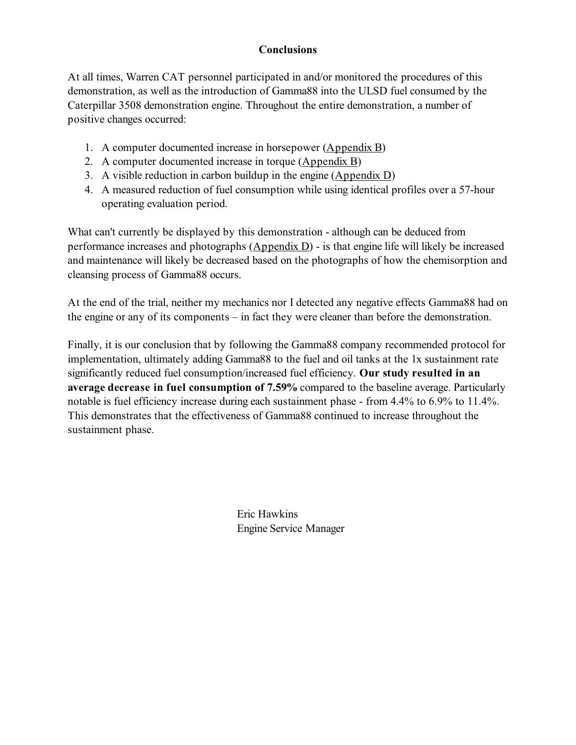## Conclusions

At all times, Warren CAT personnel participated in and/or monitored the procedures of this demonstration, as well as the introduction of Gamma88 into the ULSD fuel consumed by the Caterpillar 3508 demonstration engine. Throughout the entire demonstration, a number of positive changes occurred:

1. A computer documented increase in horsepower (Appendix B)
2. A computer documented increase in torque (Appendix B)
3. A visible reduction in carbon buildup in the engine (Appendix D)
4. A measured reduction of fuel consumption while using identical profiles over a 57-hour operating evaluation period.

What can't currently be displayed by this demonstration - although can be deduced from performance increases and photographs (Appendix D) - is that engine life will likely be increased and maintenance will likely be decreased based on the photographs of how the chemisorption and cleansing process of Gamma88 occurs.

At the end of the trial, neither my mechanics nor I detected any negative effects Gamma88 had on the engine or any of its components – in fact they were cleaner than before the demonstration.

Finally, it is our conclusion that by following the Gamma88 company recommended protocol for implementation, ultimately adding Gamma88 to the fuel and oil tanks at the 1x sustainment rate significantly reduced fuel consumption/increased fuel efficiency. **Our study resulted in an average decrease in fuel consumption of 7.59%** compared to the baseline average. Particularly notable is fuel efficiency increase during each sustainment phase - from 4.4% to 6.9% to 11.4%. This demonstrates that the effectiveness of Gamma88 continued to increase throughout the sustainment phase.

Eric Hawkins
Engine Service Manager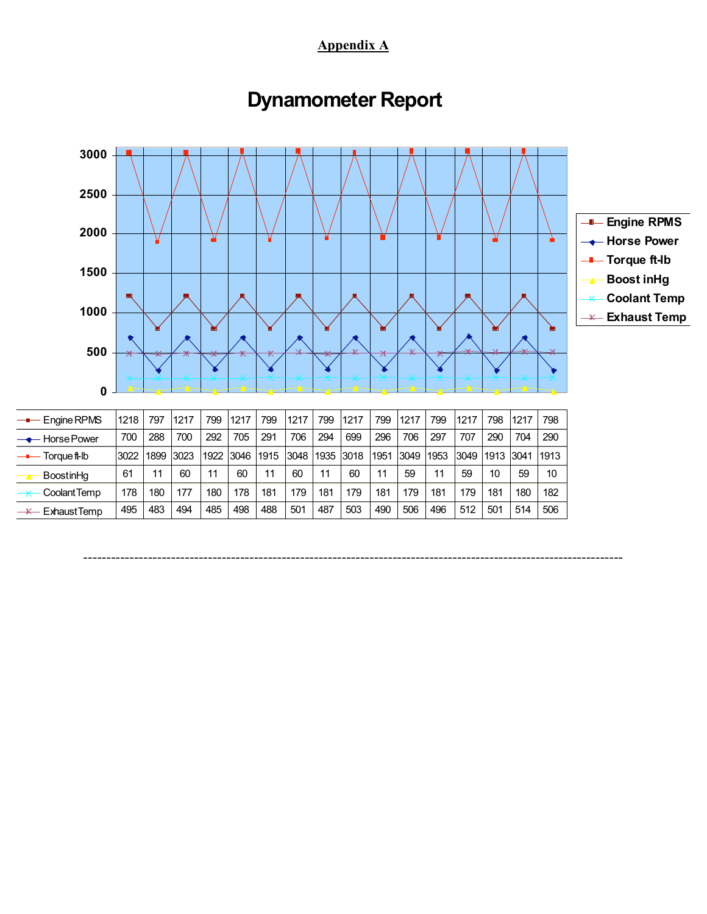**Appendix A**

# Dynamometer Report

| Engine RPMS | 1218 | 797 | 1217 | 799 | 1217 | 799 | 1217 | 799 | 1217 | 799 | 1217 | 799 | 1217 | 798 | 1217 | 798 |
|---|---|---|---|---|---|---|---|---|---|---|---|---|---|---|---|---|
| Horse Power | 700 | 288 | 700 | 292 | 705 | 291 | 706 | 294 | 699 | 296 | 706 | 297 | 707 | 290 | 704 | 290 |
| Torque ft-lb | 3022 | 1899 | 3023 | 1922 | 3046 | 1915 | 3048 | 1935 | 3018 | 1951 | 3049 | 1953 | 3049 | 1913 | 3041 | 1913 |
| BoostinHg | 61 | 11 | 60 | 11 | 60 | 11 | 60 | 11 | 60 | 11 | 59 | 11 | 59 | 10 | 59 | 10 |
| CoolantTemp | 178 | 180 | 177 | 180 | 178 | 181 | 179 | 181 | 179 | 181 | 179 | 181 | 179 | 181 | 180 | 182 |
| ExhaustTemp | 495 | 483 | 494 | 485 | 498 | 488 | 501 | 487 | 503 | 490 | 506 | 496 | 512 | 501 | 514 | 506 |

---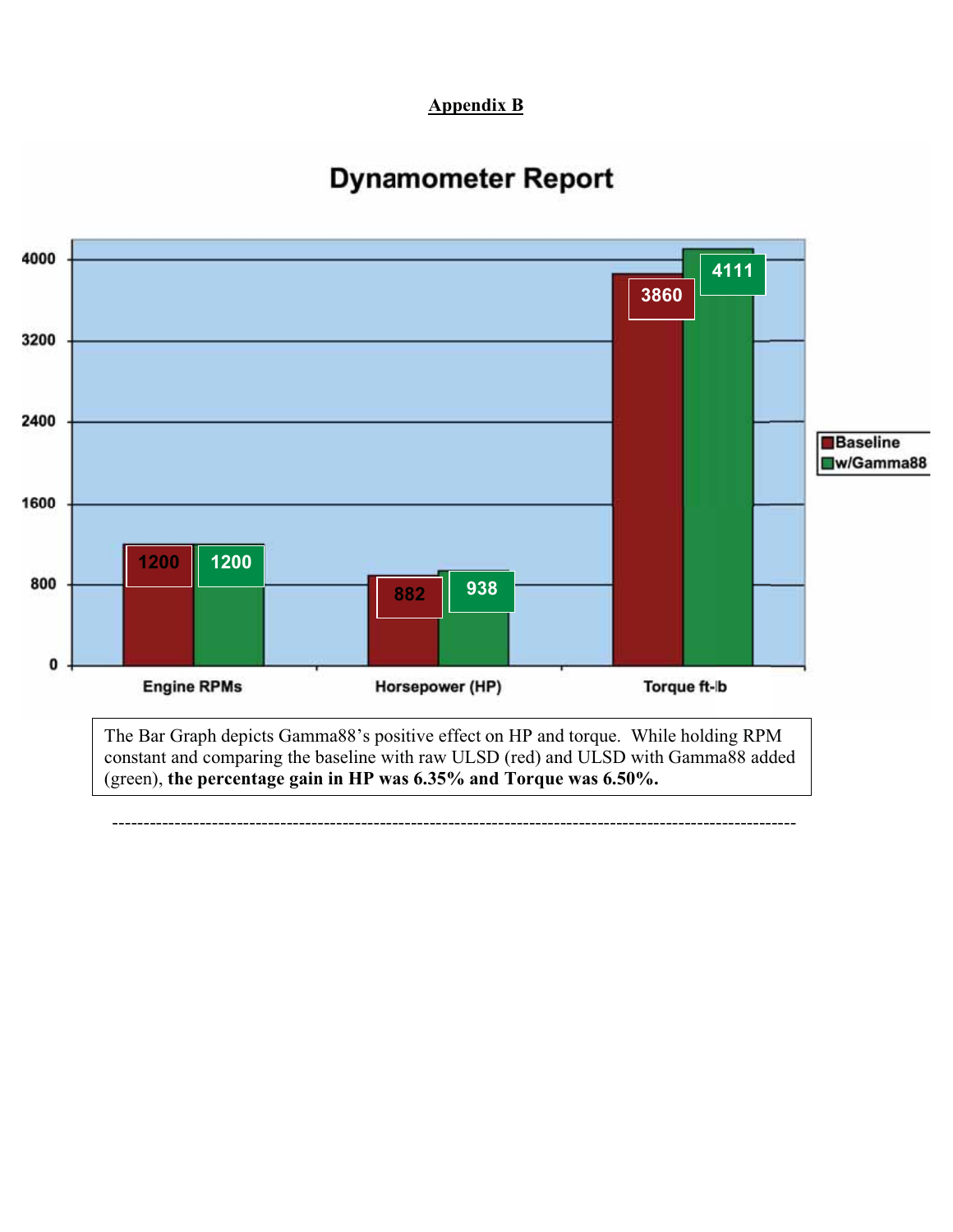## Appendix B

# Dynamometer Report

| | Baseline | w/Gamma88 |
|---|---|---|
| Engine RPMs | 1200 | 1200 |
| Horsepower (HP) | 882 | 938 |
| Torque ft-lb | 3860 | 4111 |

The Bar Graph depicts Gamma88's positive effect on HP and torque. While holding RPM constant and comparing the baseline with raw ULSD (red) and ULSD with Gamma88 added (green), **the percentage gain in HP was 6.35% and Torque was 6.50%.**

---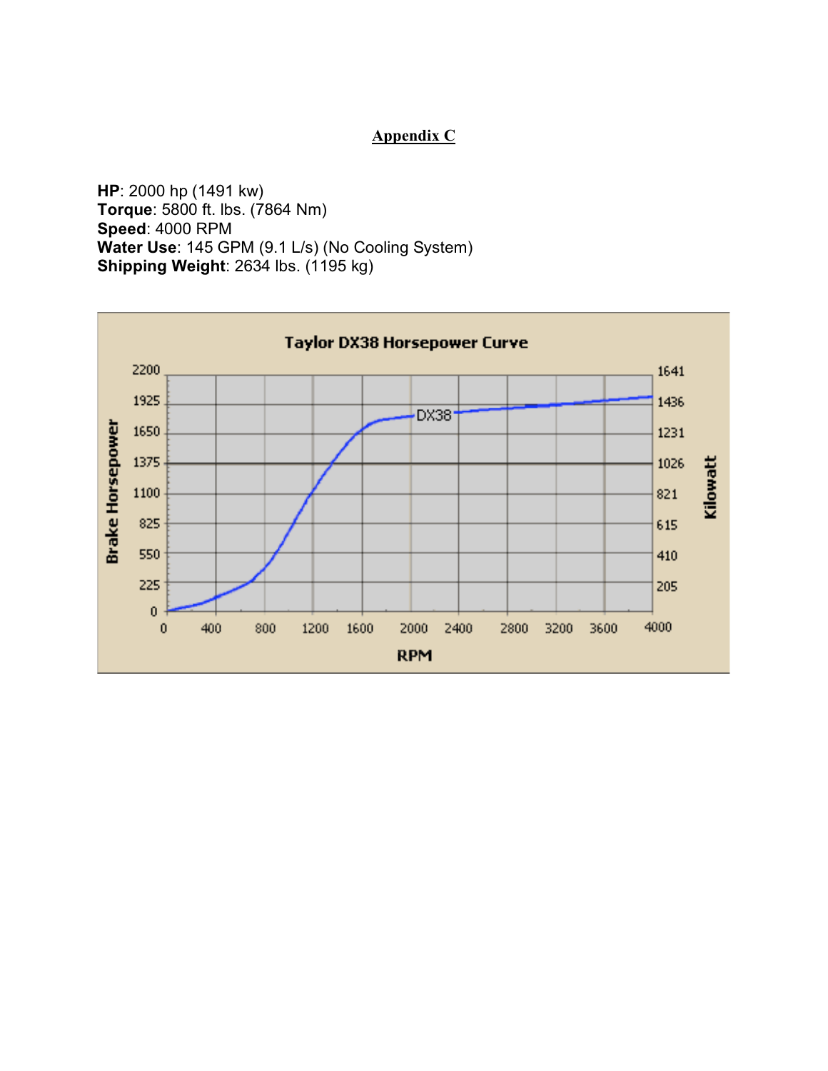## Appendix C

**HP**: 2000 hp (1491 kw)
**Torque**: 5800 ft. lbs. (7864 Nm)
**Speed**: 4000 RPM
**Water Use**: 145 GPM (9.1 L/s) (No Cooling System)
**Shipping Weight**: 2634 lbs. (1195 kg)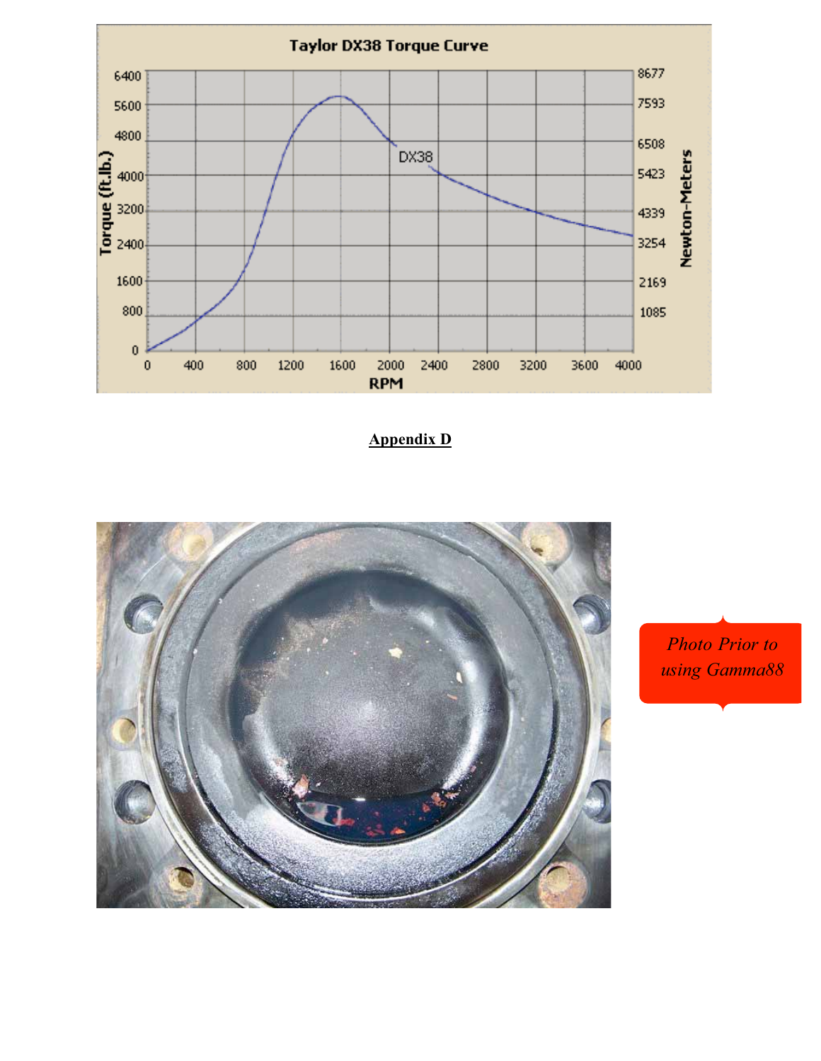**Appendix D**

*Photo Prior to using Gamma88*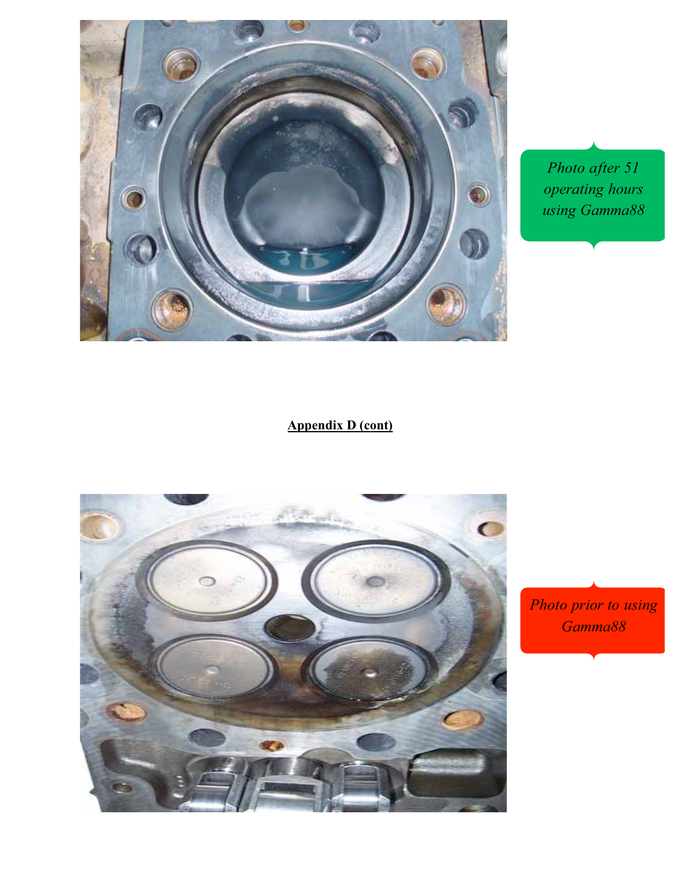*Photo after 51 operating hours using Gamma88*

**Appendix D (cont)**

*Photo prior to using Gamma88*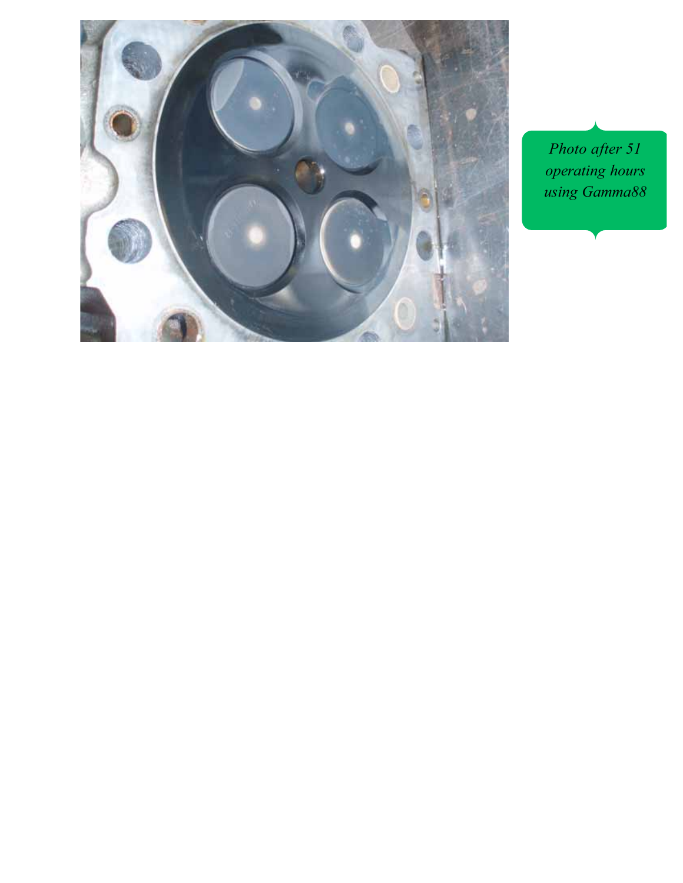*Photo after 51 operating hours using Gamma88*